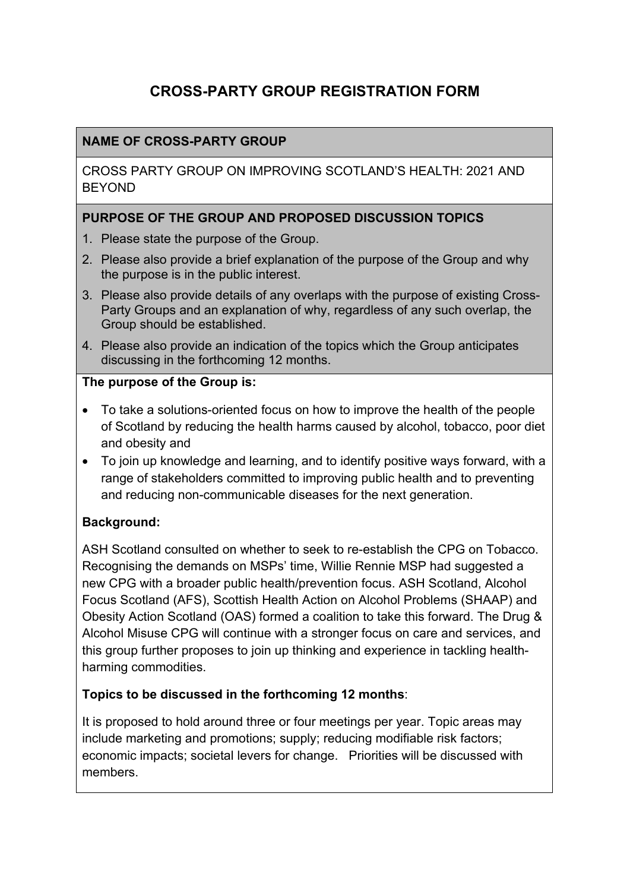# CROSS-PARTY GROUP REGISTRATION FORM

**NAME OF CROSS-PARTY GROUP**

CROSS PARTY GROUP ON IMPROVING SCOTLAND'S HEALTH: 2021 AND BEYOND

**PURPOSE OF THE GROUP AND PROPOSED DISCUSSION TOPICS**

1. Please state the purpose of the Group.
2. Please also provide a brief explanation of the purpose of the Group and why the purpose is in the public interest.
3. Please also provide details of any overlaps with the purpose of existing Cross-Party Groups and an explanation of why, regardless of any such overlap, the Group should be established.
4. Please also provide an indication of the topics which the Group anticipates discussing in the forthcoming 12 months.

**The purpose of the Group is:**

- To take a solutions-oriented focus on how to improve the health of the people of Scotland by reducing the health harms caused by alcohol, tobacco, poor diet and obesity and
- To join up knowledge and learning, and to identify positive ways forward, with a range of stakeholders committed to improving public health and to preventing and reducing non-communicable diseases for the next generation.

**Background:**

ASH Scotland consulted on whether to seek to re-establish the CPG on Tobacco. Recognising the demands on MSPs' time, Willie Rennie MSP had suggested a new CPG with a broader public health/prevention focus. ASH Scotland, Alcohol Focus Scotland (AFS), Scottish Health Action on Alcohol Problems (SHAAP) and Obesity Action Scotland (OAS) formed a coalition to take this forward. The Drug & Alcohol Misuse CPG will continue with a stronger focus on care and services, and this group further proposes to join up thinking and experience in tackling health-harming commodities.

**Topics to be discussed in the forthcoming 12 months**:

It is proposed to hold around three or four meetings per year. Topic areas may include marketing and promotions; supply; reducing modifiable risk factors; economic impacts; societal levers for change. Priorities will be discussed with members.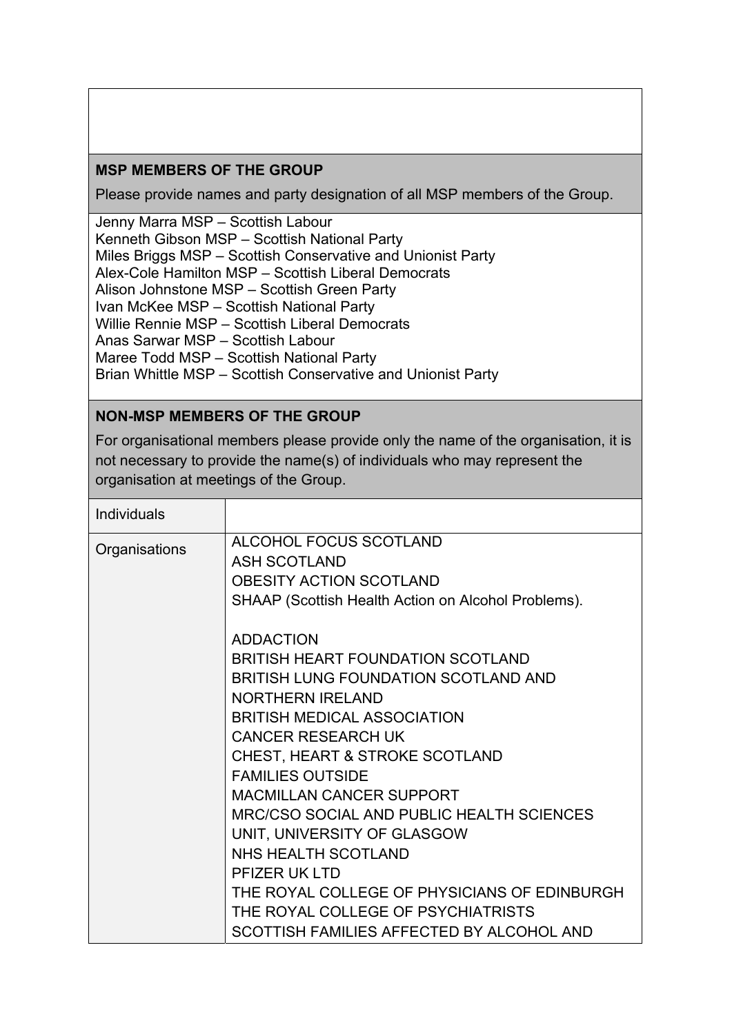**MSP MEMBERS OF THE GROUP**

Please provide names and party designation of all MSP members of the Group.

Jenny Marra MSP – Scottish Labour
Kenneth Gibson MSP – Scottish National Party
Miles Briggs MSP – Scottish Conservative and Unionist Party
Alex-Cole Hamilton MSP – Scottish Liberal Democrats
Alison Johnstone MSP – Scottish Green Party
Ivan McKee MSP – Scottish National Party
Willie Rennie MSP – Scottish Liberal Democrats
Anas Sarwar MSP – Scottish Labour
Maree Todd MSP – Scottish National Party
Brian Whittle MSP – Scottish Conservative and Unionist Party

**NON-MSP MEMBERS OF THE GROUP**

For organisational members please provide only the name of the organisation, it is not necessary to provide the name(s) of individuals who may represent the organisation at meetings of the Group.

| Individuals | |
|---|---|
| Organisations | ALCOHOL FOCUS SCOTLAND<br>ASH SCOTLAND<br>OBESITY ACTION SCOTLAND<br>SHAAP (Scottish Health Action on Alcohol Problems).<br><br>ADDACTION<br>BRITISH HEART FOUNDATION SCOTLAND<br>BRITISH LUNG FOUNDATION SCOTLAND AND NORTHERN IRELAND<br>BRITISH MEDICAL ASSOCIATION<br>CANCER RESEARCH UK<br>CHEST, HEART & STROKE SCOTLAND<br>FAMILIES OUTSIDE<br>MACMILLAN CANCER SUPPORT<br>MRC/CSO SOCIAL AND PUBLIC HEALTH SCIENCES UNIT, UNIVERSITY OF GLASGOW<br>NHS HEALTH SCOTLAND<br>PFIZER UK LTD<br>THE ROYAL COLLEGE OF PHYSICIANS OF EDINBURGH<br>THE ROYAL COLLEGE OF PSYCHIATRISTS<br>SCOTTISH FAMILIES AFFECTED BY ALCOHOL AND |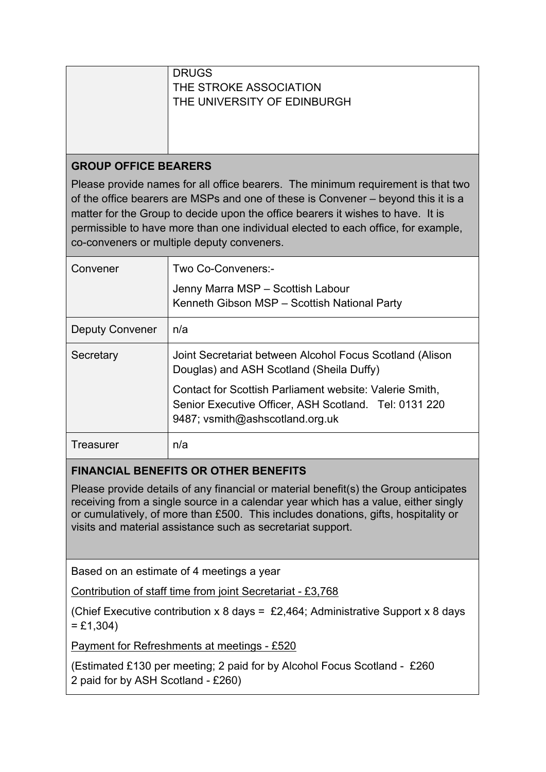| | |
|---|---|
| | DRUGS<br>THE STROKE ASSOCIATION<br>THE UNIVERSITY OF EDINBURGH |

**GROUP OFFICE BEARERS**

Please provide names for all office bearers. The minimum requirement is that two of the office bearers are MSPs and one of these is Convener – beyond this it is a matter for the Group to decide upon the office bearers it wishes to have. It is permissible to have more than one individual elected to each office, for example, co-conveners or multiple deputy conveners.

| | |
|---|---|
| Convener | Two Co-Conveners:-<br><br>Jenny Marra MSP – Scottish Labour<br>Kenneth Gibson MSP – Scottish National Party |
| Deputy Convener | n/a |
| Secretary | Joint Secretariat between Alcohol Focus Scotland (Alison Douglas) and ASH Scotland (Sheila Duffy)<br><br>Contact for Scottish Parliament website: Valerie Smith, Senior Executive Officer, ASH Scotland. Tel: 0131 220 9487; vsmith@ashscotland.org.uk |
| Treasurer | n/a |

**FINANCIAL BENEFITS OR OTHER BENEFITS**

Please provide details of any financial or material benefit(s) the Group anticipates receiving from a single source in a calendar year which has a value, either singly or cumulatively, of more than £500. This includes donations, gifts, hospitality or visits and material assistance such as secretariat support.

Based on an estimate of 4 meetings a year

<u>Contribution of staff time from joint Secretariat - £3,768</u>

(Chief Executive contribution x 8 days = £2,464; Administrative Support x 8 days = £1,304)

<u>Payment for Refreshments at meetings - £520</u>

(Estimated £130 per meeting; 2 paid for by Alcohol Focus Scotland - £260
2 paid for by ASH Scotland - £260)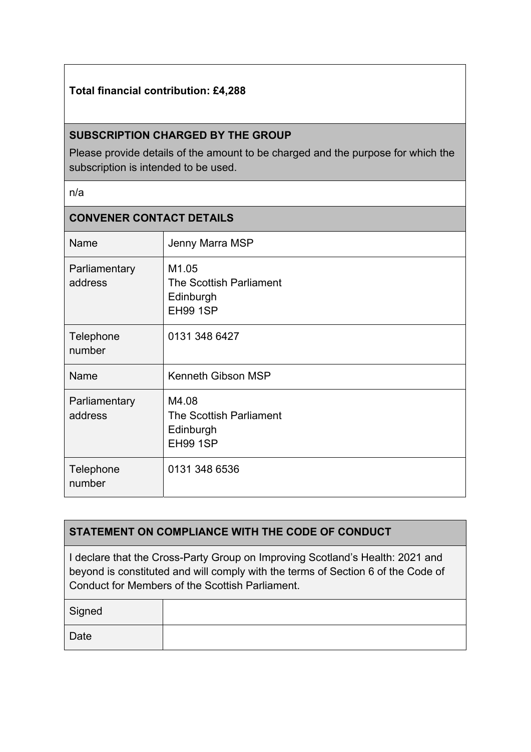**Total financial contribution: £4,288**

| **SUBSCRIPTION CHARGED BY THE GROUP** |
|---|
| Please provide details of the amount to be charged and the purpose for which the subscription is intended to be used. |
| n/a |

| **CONVENER CONTACT DETAILS** | |
|---|---|
| Name | Jenny Marra MSP |
| Parliamentary address | M1.05<br>The Scottish Parliament<br>Edinburgh<br>EH99 1SP |
| Telephone number | 0131 348 6427 |
| Name | Kenneth Gibson MSP |
| Parliamentary address | M4.08<br>The Scottish Parliament<br>Edinburgh<br>EH99 1SP |
| Telephone number | 0131 348 6536 |

| **STATEMENT ON COMPLIANCE WITH THE CODE OF CONDUCT** | |
|---|---|
| I declare that the Cross-Party Group on Improving Scotland's Health: 2021 and beyond is constituted and will comply with the terms of Section 6 of the Code of Conduct for Members of the Scottish Parliament. | |
| Signed | |
| Date | |